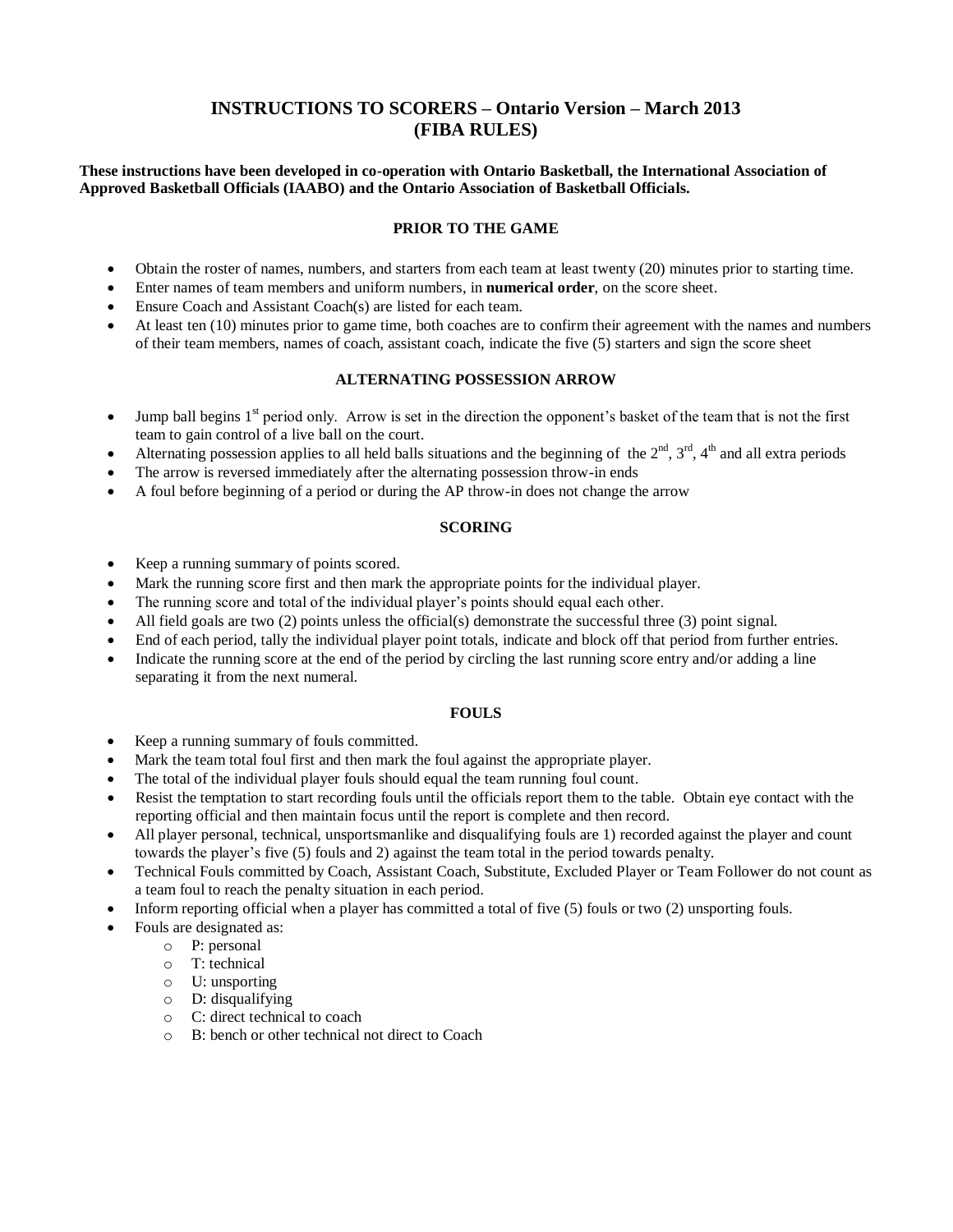# INSTRUCTIONS TO SCORERS – Ontario Version – March 2013 (FIBA RULES)

**These instructions have been developed in co-operation with Ontario Basketball, the International Association of Approved Basketball Officials (IAABO) and the Ontario Association of Basketball Officials.**

## PRIOR TO THE GAME

- Obtain the roster of names, numbers, and starters from each team at least twenty (20) minutes prior to starting time.
- Enter names of team members and uniform numbers, in **numerical order**, on the score sheet.
- Ensure Coach and Assistant Coach(s) are listed for each team.
- At least ten (10) minutes prior to game time, both coaches are to confirm their agreement with the names and numbers of their team members, names of coach, assistant coach, indicate the five (5) starters and sign the score sheet

## ALTERNATING POSSESSION ARROW

- Jump ball begins 1st period only. Arrow is set in the direction the opponent's basket of the team that is not the first team to gain control of a live ball on the court.
- Alternating possession applies to all held balls situations and the beginning of the 2nd, 3rd, 4th and all extra periods
- The arrow is reversed immediately after the alternating possession throw-in ends
- A foul before beginning of a period or during the AP throw-in does not change the arrow

## SCORING

- Keep a running summary of points scored.
- Mark the running score first and then mark the appropriate points for the individual player.
- The running score and total of the individual player's points should equal each other.
- All field goals are two (2) points unless the official(s) demonstrate the successful three (3) point signal.
- End of each period, tally the individual player point totals, indicate and block off that period from further entries.
- Indicate the running score at the end of the period by circling the last running score entry and/or adding a line separating it from the next numeral.

## FOULS

- Keep a running summary of fouls committed.
- Mark the team total foul first and then mark the foul against the appropriate player.
- The total of the individual player fouls should equal the team running foul count.
- Resist the temptation to start recording fouls until the officials report them to the table. Obtain eye contact with the reporting official and then maintain focus until the report is complete and then record.
- All player personal, technical, unsportsmanlike and disqualifying fouls are 1) recorded against the player and count towards the player's five (5) fouls and 2) against the team total in the period towards penalty.
- Technical Fouls committed by Coach, Assistant Coach, Substitute, Excluded Player or Team Follower do not count as a team foul to reach the penalty situation in each period.
- Inform reporting official when a player has committed a total of five (5) fouls or two (2) unsporting fouls.
- Fouls are designated as:
  - P: personal
  - T: technical
  - U: unsporting
  - D: disqualifying
  - C: direct technical to coach
  - B: bench or other technical not direct to Coach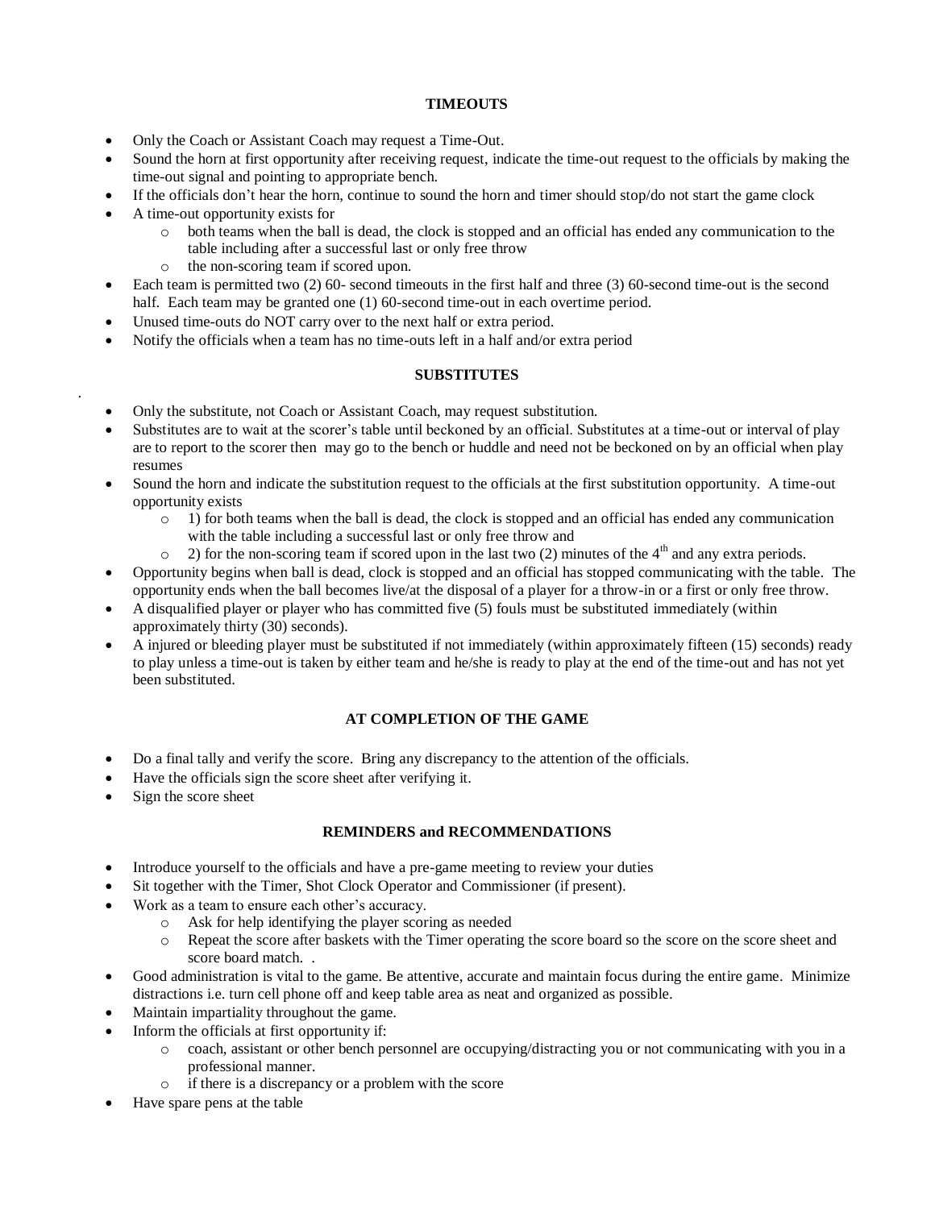## TIMEOUTS

- Only the Coach or Assistant Coach may request a Time-Out.
- Sound the horn at first opportunity after receiving request, indicate the time-out request to the officials by making the time-out signal and pointing to appropriate bench.
- If the officials don't hear the horn, continue to sound the horn and timer should stop/do not start the game clock
- A time-out opportunity exists for
  - both teams when the ball is dead, the clock is stopped and an official has ended any communication to the table including after a successful last or only free throw
  - the non-scoring team if scored upon.
- Each team is permitted two (2) 60- second timeouts in the first half and three (3) 60-second time-out is the second half. Each team may be granted one (1) 60-second time-out in each overtime period.
- Unused time-outs do NOT carry over to the next half or extra period.
- Notify the officials when a team has no time-outs left in a half and/or extra period

## SUBSTITUTES

- Only the substitute, not Coach or Assistant Coach, may request substitution.
- Substitutes are to wait at the scorer's table until beckoned by an official. Substitutes at a time-out or interval of play are to report to the scorer then may go to the bench or huddle and need not be beckoned on by an official when play resumes
- Sound the horn and indicate the substitution request to the officials at the first substitution opportunity. A time-out opportunity exists
  - 1) for both teams when the ball is dead, the clock is stopped and an official has ended any communication with the table including a successful last or only free throw and
  - 2) for the non-scoring team if scored upon in the last two (2) minutes of the 4th and any extra periods.
- Opportunity begins when ball is dead, clock is stopped and an official has stopped communicating with the table. The opportunity ends when the ball becomes live/at the disposal of a player for a throw-in or a first or only free throw.
- A disqualified player or player who has committed five (5) fouls must be substituted immediately (within approximately thirty (30) seconds).
- A injured or bleeding player must be substituted if not immediately (within approximately fifteen (15) seconds) ready to play unless a time-out is taken by either team and he/she is ready to play at the end of the time-out and has not yet been substituted.

## AT COMPLETION OF THE GAME

- Do a final tally and verify the score. Bring any discrepancy to the attention of the officials.
- Have the officials sign the score sheet after verifying it.
- Sign the score sheet

## REMINDERS and RECOMMENDATIONS

- Introduce yourself to the officials and have a pre-game meeting to review your duties
- Sit together with the Timer, Shot Clock Operator and Commissioner (if present).
- Work as a team to ensure each other's accuracy.
  - Ask for help identifying the player scoring as needed
  - Repeat the score after baskets with the Timer operating the score board so the score on the score sheet and score board match. .
- Good administration is vital to the game. Be attentive, accurate and maintain focus during the entire game. Minimize distractions i.e. turn cell phone off and keep table area as neat and organized as possible.
- Maintain impartiality throughout the game.
- Inform the officials at first opportunity if:
  - coach, assistant or other bench personnel are occupying/distracting you or not communicating with you in a professional manner.
  - if there is a discrepancy or a problem with the score
- Have spare pens at the table